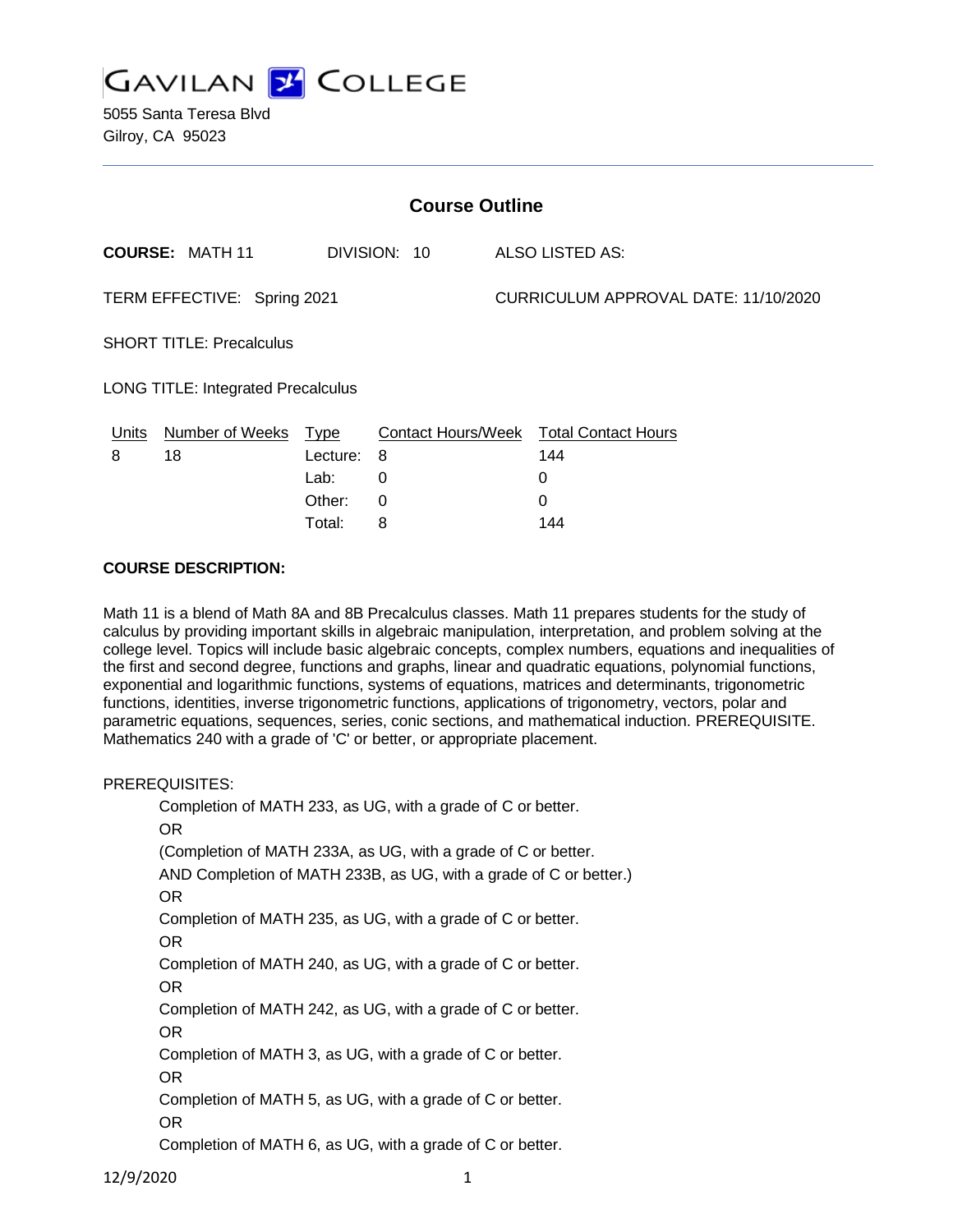# GAVILAN COLLEGE

5055 Santa Teresa Blvd
Gilroy, CA 95023

## Course Outline

**COURSE:** MATH 11 DIVISION: 10 ALSO LISTED AS:

TERM EFFECTIVE: Spring 2021 CURRICULUM APPROVAL DATE: 11/10/2020

SHORT TITLE: Precalculus

LONG TITLE: Integrated Precalculus

| Units | Number of Weeks | Type | Contact Hours/Week | Total Contact Hours |
|---|---|---|---|---|
| 8 | 18 | Lecture: | 8 | 144 |
| | | Lab: | 0 | 0 |
| | | Other: | 0 | 0 |
| | | Total: | 8 | 144 |

**COURSE DESCRIPTION:**

Math 11 is a blend of Math 8A and 8B Precalculus classes. Math 11 prepares students for the study of calculus by providing important skills in algebraic manipulation, interpretation, and problem solving at the college level. Topics will include basic algebraic concepts, complex numbers, equations and inequalities of the first and second degree, functions and graphs, linear and quadratic equations, polynomial functions, exponential and logarithmic functions, systems of equations, matrices and determinants, trigonometric functions, identities, inverse trigonometric functions, applications of trigonometry, vectors, polar and parametric equations, sequences, series, conic sections, and mathematical induction. PREREQUISITE. Mathematics 240 with a grade of 'C' or better, or appropriate placement.

PREREQUISITES:

Completion of MATH 233, as UG, with a grade of C or better.
OR
(Completion of MATH 233A, as UG, with a grade of C or better.
AND Completion of MATH 233B, as UG, with a grade of C or better.)
OR
Completion of MATH 235, as UG, with a grade of C or better.
OR
Completion of MATH 240, as UG, with a grade of C or better.
OR
Completion of MATH 242, as UG, with a grade of C or better.
OR
Completion of MATH 3, as UG, with a grade of C or better.
OR
Completion of MATH 5, as UG, with a grade of C or better.
OR
Completion of MATH 6, as UG, with a grade of C or better.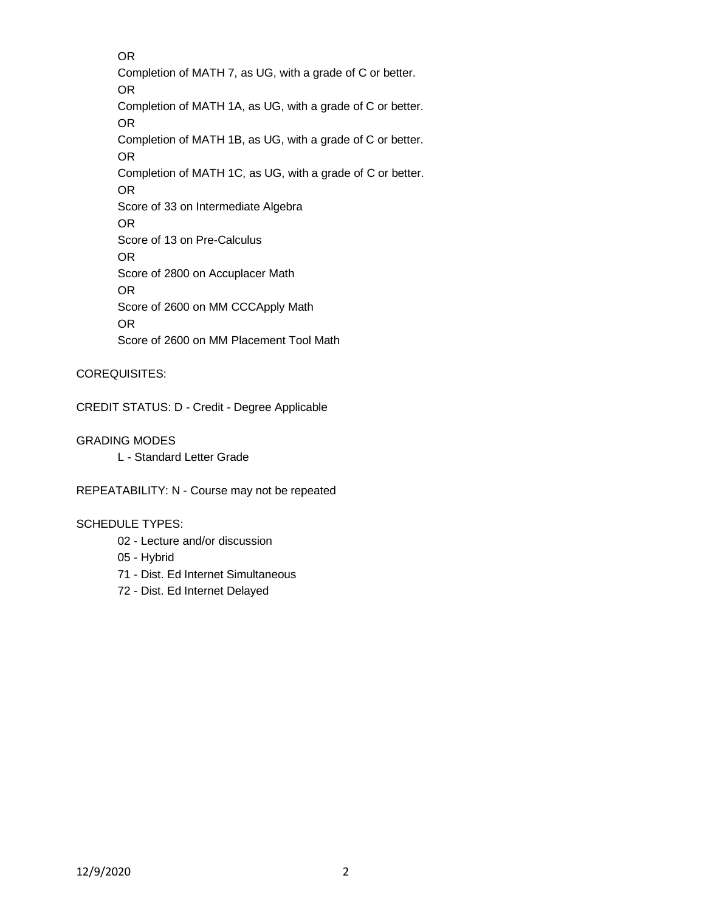OR

Completion of MATH 7, as UG, with a grade of C or better.

OR

Completion of MATH 1A, as UG, with a grade of C or better.

OR

Completion of MATH 1B, as UG, with a grade of C or better.

OR

Completion of MATH 1C, as UG, with a grade of C or better.

OR

Score of 33 on Intermediate Algebra

OR

Score of 13 on Pre-Calculus

OR

Score of 2800 on Accuplacer Math

OR

Score of 2600 on MM CCCApply Math

OR

Score of 2600 on MM Placement Tool Math

COREQUISITES:

CREDIT STATUS: D - Credit - Degree Applicable

GRADING MODES

L - Standard Letter Grade

REPEATABILITY: N - Course may not be repeated

SCHEDULE TYPES:

02 - Lecture and/or discussion

05 - Hybrid

71 - Dist. Ed Internet Simultaneous

72 - Dist. Ed Internet Delayed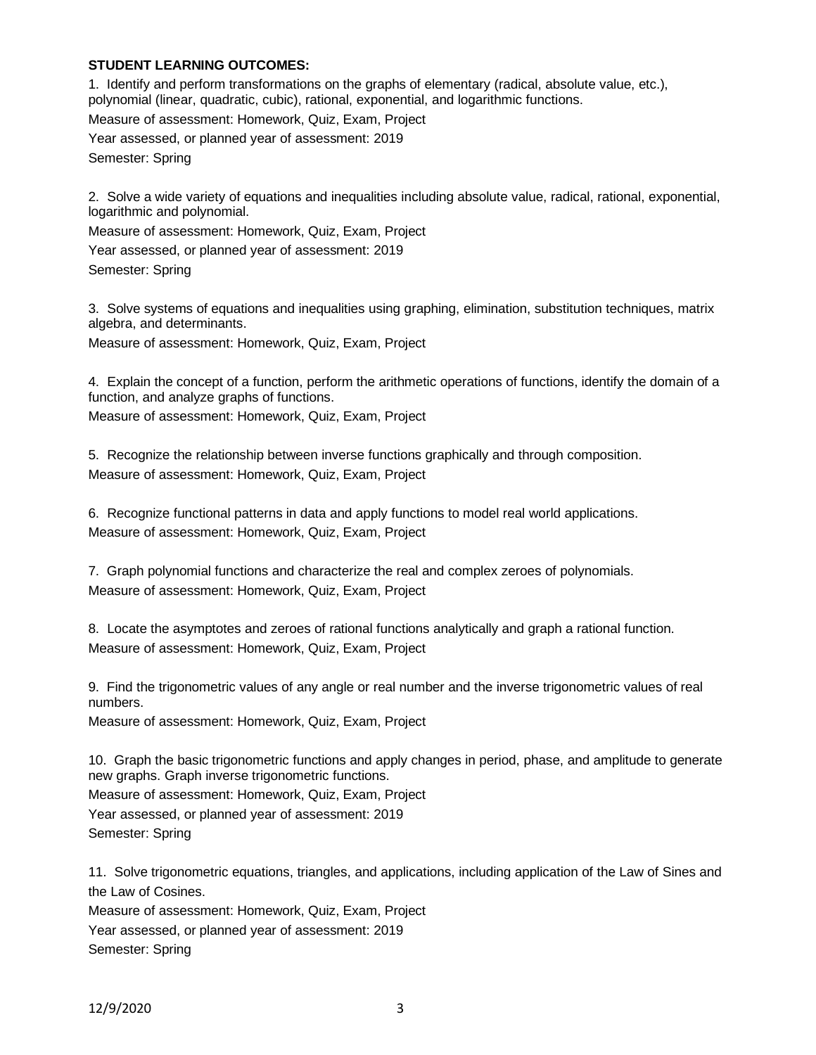**STUDENT LEARNING OUTCOMES:**

1. Identify and perform transformations on the graphs of elementary (radical, absolute value, etc.), polynomial (linear, quadratic, cubic), rational, exponential, and logarithmic functions.

Measure of assessment: Homework, Quiz, Exam, Project

Year assessed, or planned year of assessment: 2019

Semester: Spring

2. Solve a wide variety of equations and inequalities including absolute value, radical, rational, exponential, logarithmic and polynomial.

Measure of assessment: Homework, Quiz, Exam, Project

Year assessed, or planned year of assessment: 2019

Semester: Spring

3. Solve systems of equations and inequalities using graphing, elimination, substitution techniques, matrix algebra, and determinants.

Measure of assessment: Homework, Quiz, Exam, Project

4. Explain the concept of a function, perform the arithmetic operations of functions, identify the domain of a function, and analyze graphs of functions.

Measure of assessment: Homework, Quiz, Exam, Project

5. Recognize the relationship between inverse functions graphically and through composition.

Measure of assessment: Homework, Quiz, Exam, Project

6. Recognize functional patterns in data and apply functions to model real world applications.

Measure of assessment: Homework, Quiz, Exam, Project

7. Graph polynomial functions and characterize the real and complex zeroes of polynomials.

Measure of assessment: Homework, Quiz, Exam, Project

8. Locate the asymptotes and zeroes of rational functions analytically and graph a rational function.

Measure of assessment: Homework, Quiz, Exam, Project

9. Find the trigonometric values of any angle or real number and the inverse trigonometric values of real numbers.

Measure of assessment: Homework, Quiz, Exam, Project

10. Graph the basic trigonometric functions and apply changes in period, phase, and amplitude to generate new graphs. Graph inverse trigonometric functions.

Measure of assessment: Homework, Quiz, Exam, Project

Year assessed, or planned year of assessment: 2019

Semester: Spring

11. Solve trigonometric equations, triangles, and applications, including application of the Law of Sines and the Law of Cosines.

Measure of assessment: Homework, Quiz, Exam, Project

Year assessed, or planned year of assessment: 2019

Semester: Spring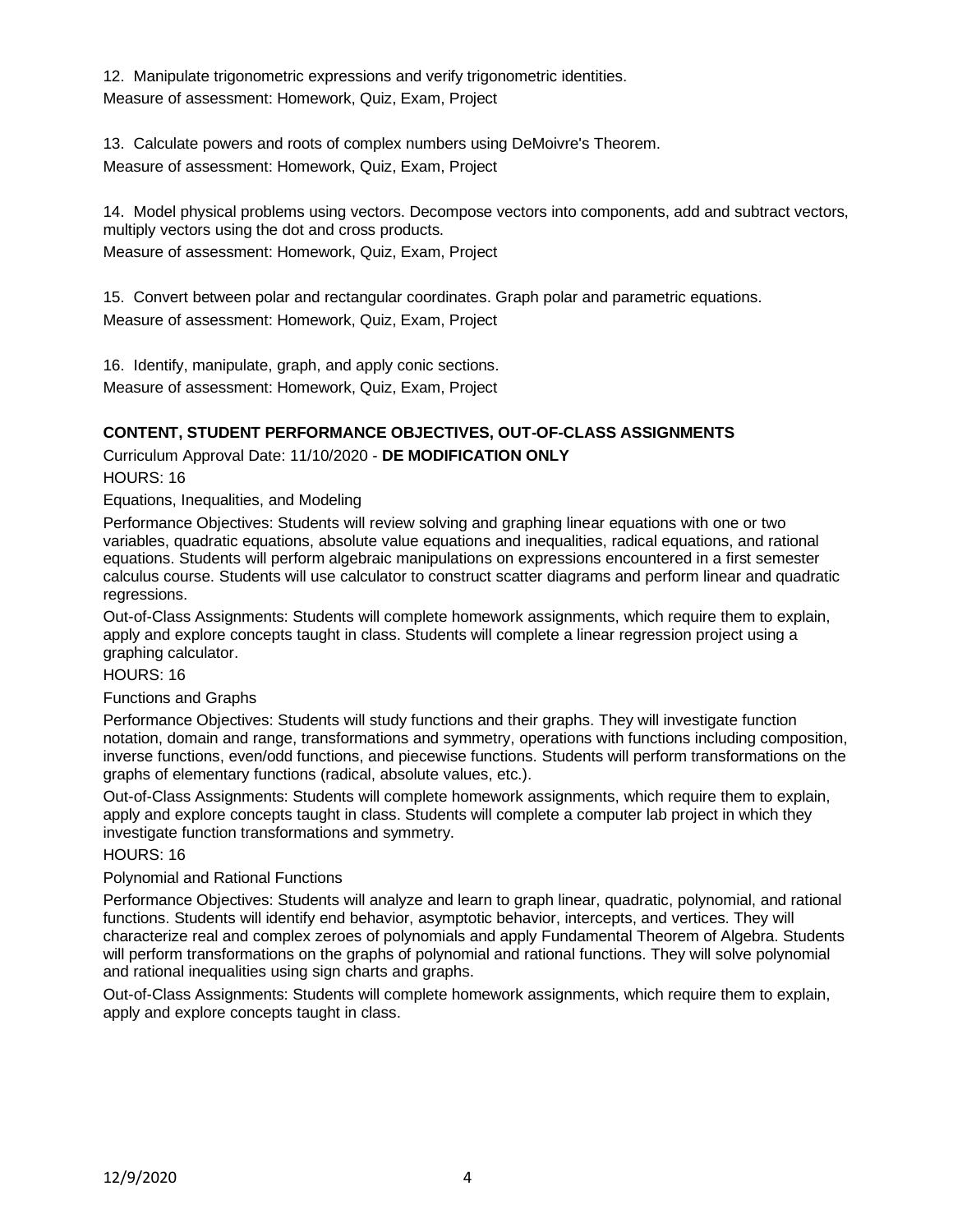12. Manipulate trigonometric expressions and verify trigonometric identities.
Measure of assessment: Homework, Quiz, Exam, Project

13. Calculate powers and roots of complex numbers using DeMoivre's Theorem.
Measure of assessment: Homework, Quiz, Exam, Project

14. Model physical problems using vectors. Decompose vectors into components, add and subtract vectors, multiply vectors using the dot and cross products.
Measure of assessment: Homework, Quiz, Exam, Project

15. Convert between polar and rectangular coordinates. Graph polar and parametric equations.
Measure of assessment: Homework, Quiz, Exam, Project

16. Identify, manipulate, graph, and apply conic sections.
Measure of assessment: Homework, Quiz, Exam, Project

## CONTENT, STUDENT PERFORMANCE OBJECTIVES, OUT-OF-CLASS ASSIGNMENTS

Curriculum Approval Date: 11/10/2020 - **DE MODIFICATION ONLY**

HOURS: 16

Equations, Inequalities, and Modeling

Performance Objectives: Students will review solving and graphing linear equations with one or two variables, quadratic equations, absolute value equations and inequalities, radical equations, and rational equations. Students will perform algebraic manipulations on expressions encountered in a first semester calculus course. Students will use calculator to construct scatter diagrams and perform linear and quadratic regressions.

Out-of-Class Assignments: Students will complete homework assignments, which require them to explain, apply and explore concepts taught in class. Students will complete a linear regression project using a graphing calculator.

HOURS: 16

Functions and Graphs

Performance Objectives: Students will study functions and their graphs. They will investigate function notation, domain and range, transformations and symmetry, operations with functions including composition, inverse functions, even/odd functions, and piecewise functions. Students will perform transformations on the graphs of elementary functions (radical, absolute values, etc.).

Out-of-Class Assignments: Students will complete homework assignments, which require them to explain, apply and explore concepts taught in class. Students will complete a computer lab project in which they investigate function transformations and symmetry.

HOURS: 16

Polynomial and Rational Functions

Performance Objectives: Students will analyze and learn to graph linear, quadratic, polynomial, and rational functions. Students will identify end behavior, asymptotic behavior, intercepts, and vertices. They will characterize real and complex zeroes of polynomials and apply Fundamental Theorem of Algebra. Students will perform transformations on the graphs of polynomial and rational functions. They will solve polynomial and rational inequalities using sign charts and graphs.

Out-of-Class Assignments: Students will complete homework assignments, which require them to explain, apply and explore concepts taught in class.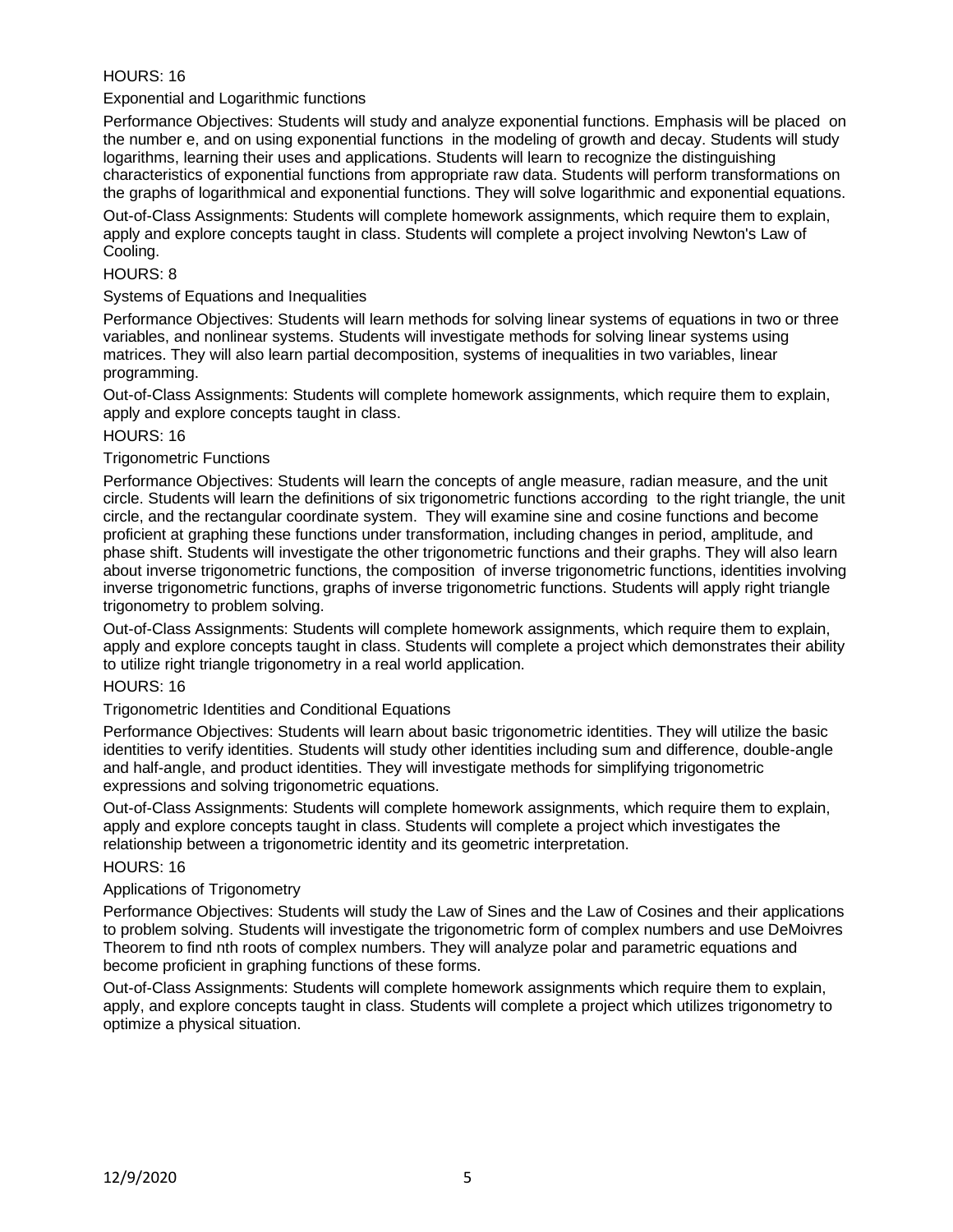HOURS: 16

Exponential and Logarithmic functions

Performance Objectives: Students will study and analyze exponential functions. Emphasis will be placed on the number e, and on using exponential functions in the modeling of growth and decay. Students will study logarithms, learning their uses and applications. Students will learn to recognize the distinguishing characteristics of exponential functions from appropriate raw data. Students will perform transformations on the graphs of logarithmical and exponential functions. They will solve logarithmic and exponential equations.

Out-of-Class Assignments: Students will complete homework assignments, which require them to explain, apply and explore concepts taught in class. Students will complete a project involving Newton's Law of Cooling.

HOURS: 8

Systems of Equations and Inequalities

Performance Objectives: Students will learn methods for solving linear systems of equations in two or three variables, and nonlinear systems. Students will investigate methods for solving linear systems using matrices. They will also learn partial decomposition, systems of inequalities in two variables, linear programming.

Out-of-Class Assignments: Students will complete homework assignments, which require them to explain, apply and explore concepts taught in class.

HOURS: 16

Trigonometric Functions

Performance Objectives: Students will learn the concepts of angle measure, radian measure, and the unit circle. Students will learn the definitions of six trigonometric functions according to the right triangle, the unit circle, and the rectangular coordinate system. They will examine sine and cosine functions and become proficient at graphing these functions under transformation, including changes in period, amplitude, and phase shift. Students will investigate the other trigonometric functions and their graphs. They will also learn about inverse trigonometric functions, the composition of inverse trigonometric functions, identities involving inverse trigonometric functions, graphs of inverse trigonometric functions. Students will apply right triangle trigonometry to problem solving.

Out-of-Class Assignments: Students will complete homework assignments, which require them to explain, apply and explore concepts taught in class. Students will complete a project which demonstrates their ability to utilize right triangle trigonometry in a real world application.

HOURS: 16

Trigonometric Identities and Conditional Equations

Performance Objectives: Students will learn about basic trigonometric identities. They will utilize the basic identities to verify identities. Students will study other identities including sum and difference, double-angle and half-angle, and product identities. They will investigate methods for simplifying trigonometric expressions and solving trigonometric equations.

Out-of-Class Assignments: Students will complete homework assignments, which require them to explain, apply and explore concepts taught in class. Students will complete a project which investigates the relationship between a trigonometric identity and its geometric interpretation.

HOURS: 16

Applications of Trigonometry

Performance Objectives: Students will study the Law of Sines and the Law of Cosines and their applications to problem solving. Students will investigate the trigonometric form of complex numbers and use DeMoivres Theorem to find nth roots of complex numbers. They will analyze polar and parametric equations and become proficient in graphing functions of these forms.

Out-of-Class Assignments: Students will complete homework assignments which require them to explain, apply, and explore concepts taught in class. Students will complete a project which utilizes trigonometry to optimize a physical situation.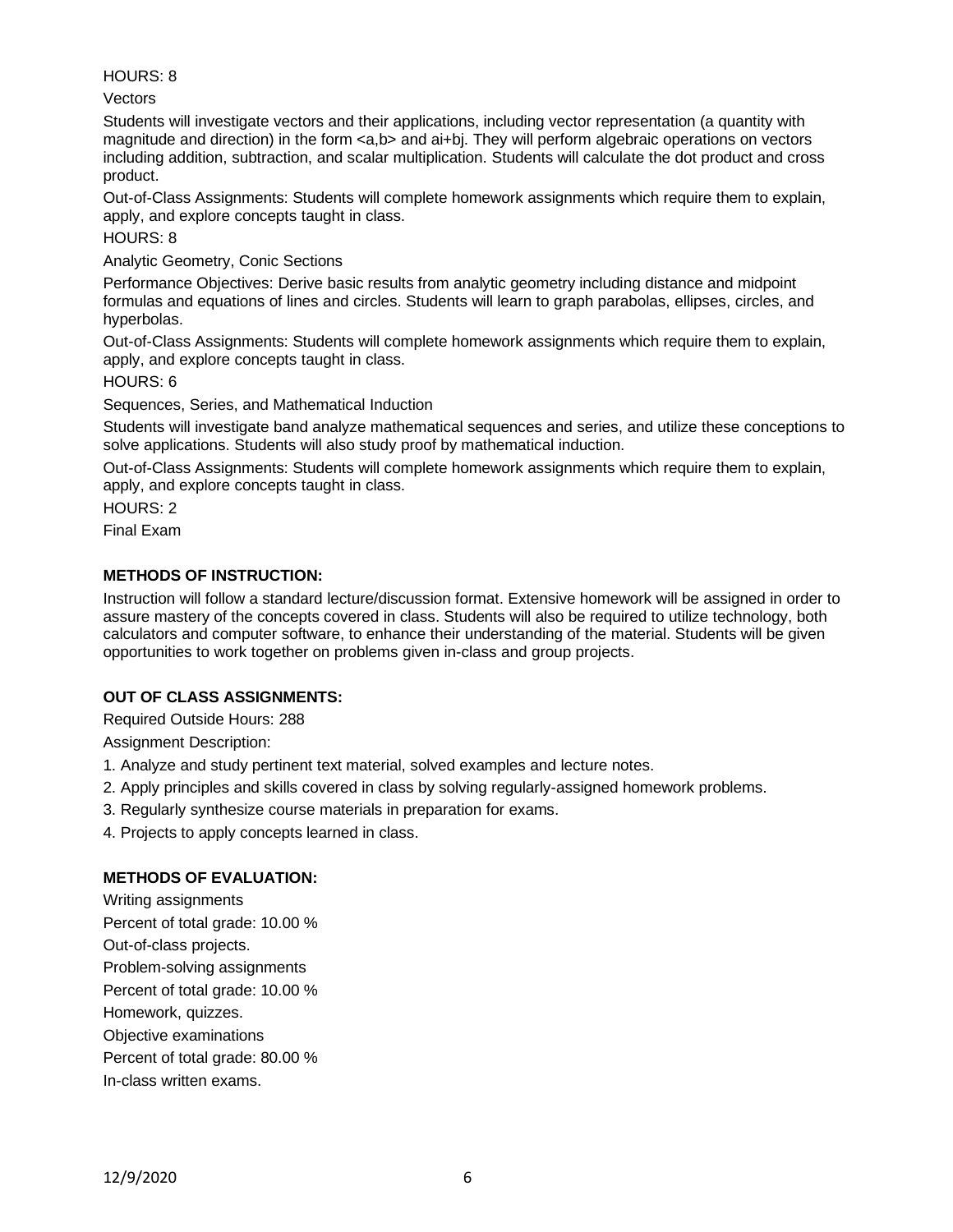HOURS: 8

Vectors

Students will investigate vectors and their applications, including vector representation (a quantity with magnitude and direction) in the form <a,b> and ai+bj. They will perform algebraic operations on vectors including addition, subtraction, and scalar multiplication. Students will calculate the dot product and cross product.

Out-of-Class Assignments: Students will complete homework assignments which require them to explain, apply, and explore concepts taught in class.

HOURS: 8

Analytic Geometry, Conic Sections

Performance Objectives: Derive basic results from analytic geometry including distance and midpoint formulas and equations of lines and circles. Students will learn to graph parabolas, ellipses, circles, and hyperbolas.

Out-of-Class Assignments: Students will complete homework assignments which require them to explain, apply, and explore concepts taught in class.

HOURS: 6

Sequences, Series, and Mathematical Induction

Students will investigate band analyze mathematical sequences and series, and utilize these conceptions to solve applications. Students will also study proof by mathematical induction.

Out-of-Class Assignments: Students will complete homework assignments which require them to explain, apply, and explore concepts taught in class.

HOURS: 2

Final Exam

**METHODS OF INSTRUCTION:**

Instruction will follow a standard lecture/discussion format. Extensive homework will be assigned in order to assure mastery of the concepts covered in class. Students will also be required to utilize technology, both calculators and computer software, to enhance their understanding of the material. Students will be given opportunities to work together on problems given in-class and group projects.

**OUT OF CLASS ASSIGNMENTS:**

Required Outside Hours: 288

Assignment Description:

1. Analyze and study pertinent text material, solved examples and lecture notes.
2. Apply principles and skills covered in class by solving regularly-assigned homework problems.
3. Regularly synthesize course materials in preparation for exams.
4. Projects to apply concepts learned in class.

**METHODS OF EVALUATION:**

Writing assignments

Percent of total grade: 10.00 %

Out-of-class projects.

Problem-solving assignments

Percent of total grade: 10.00 %

Homework, quizzes.

Objective examinations

Percent of total grade: 80.00 %

In-class written exams.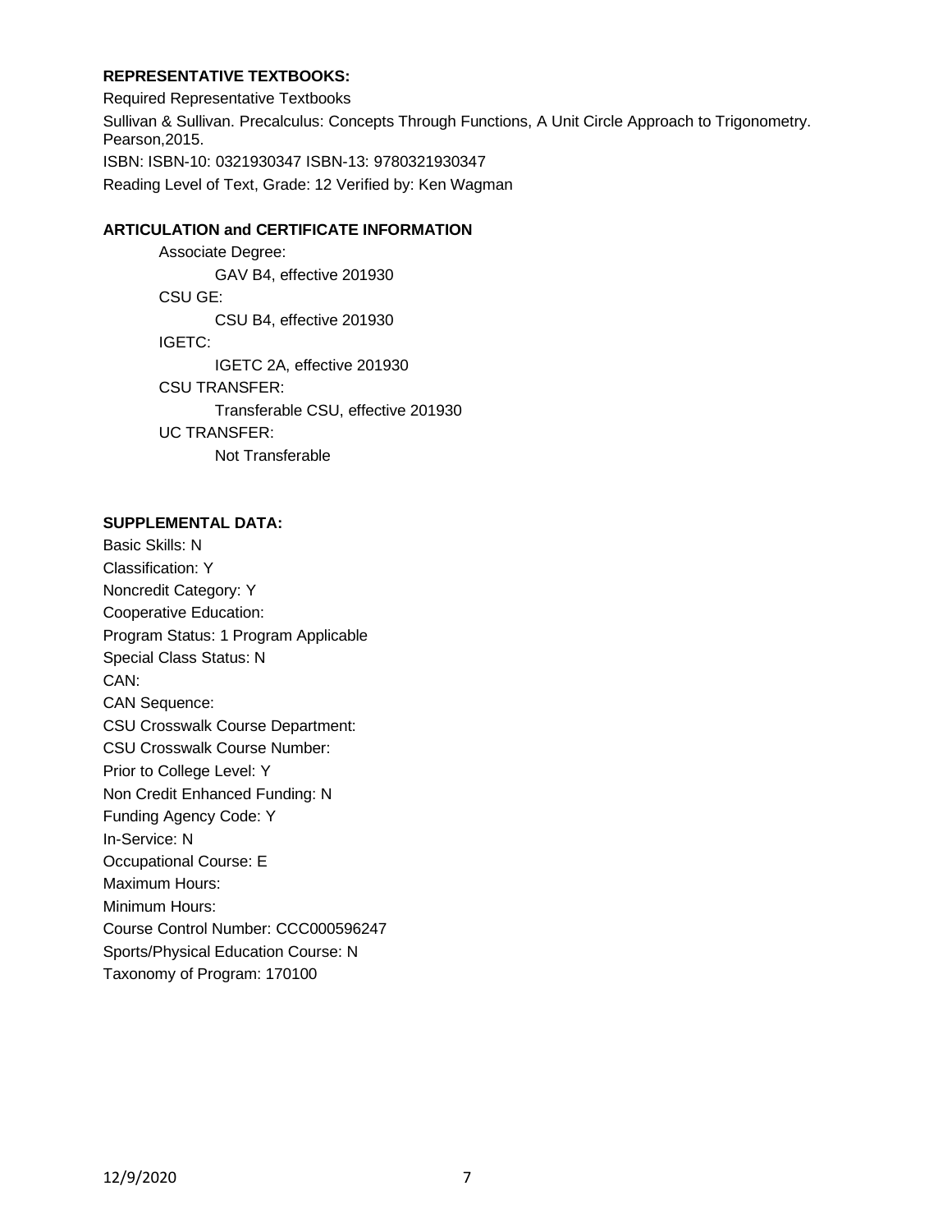**REPRESENTATIVE TEXTBOOKS:**

Required Representative Textbooks

Sullivan & Sullivan. Precalculus: Concepts Through Functions, A Unit Circle Approach to Trigonometry. Pearson,2015.

ISBN: ISBN-10: 0321930347 ISBN-13: 9780321930347

Reading Level of Text, Grade: 12 Verified by: Ken Wagman

**ARTICULATION and CERTIFICATE INFORMATION**

Associate Degree:
- GAV B4, effective 201930

CSU GE:
- CSU B4, effective 201930

IGETC:
- IGETC 2A, effective 201930

CSU TRANSFER:
- Transferable CSU, effective 201930

UC TRANSFER:
- Not Transferable

**SUPPLEMENTAL DATA:**

Basic Skills: N
Classification: Y
Noncredit Category: Y
Cooperative Education:
Program Status: 1 Program Applicable
Special Class Status: N
CAN:
CAN Sequence:
CSU Crosswalk Course Department:
CSU Crosswalk Course Number:
Prior to College Level: Y
Non Credit Enhanced Funding: N
Funding Agency Code: Y
In-Service: N
Occupational Course: E
Maximum Hours:
Minimum Hours:
Course Control Number: CCC000596247
Sports/Physical Education Course: N
Taxonomy of Program: 170100